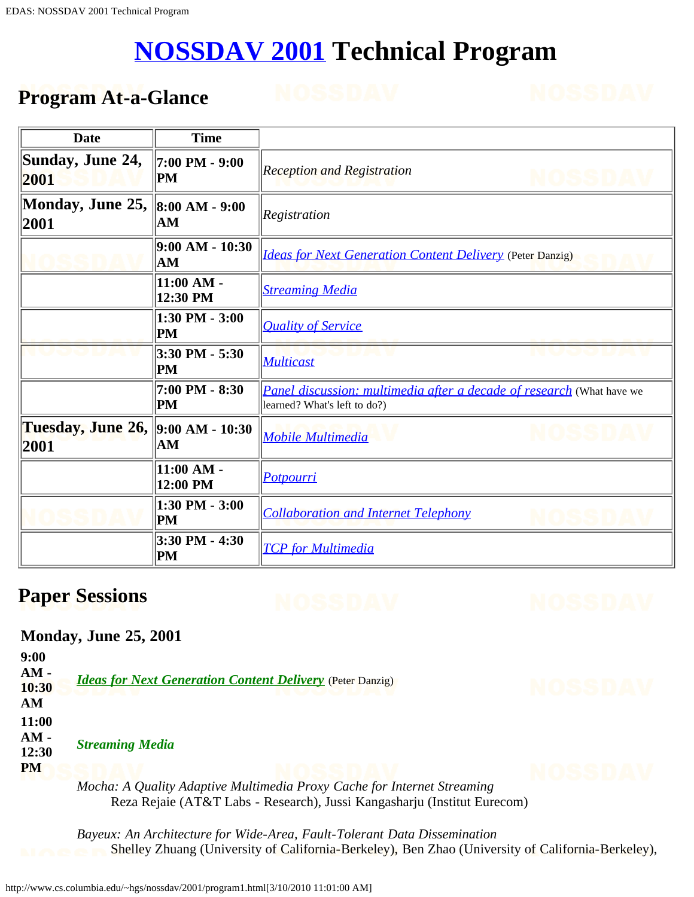# NOSSDAV 2001 Technical Program

## Program At-a-Glance

| Date | Time | |
|---|---|---|
| Sunday, June 24, 2001 | 7:00 PM - 9:00 PM | *Reception and Registration* |
| Monday, June 25, 2001 | 8:00 AM - 9:00 AM | *Registration* |
| | 9:00 AM - 10:30 AM | *Ideas for Next Generation Content Delivery* (Peter Danzig) |
| | 11:00 AM - 12:30 PM | *Streaming Media* |
| | 1:30 PM - 3:00 PM | *Quality of Service* |
| | 3:30 PM - 5:30 PM | *Multicast* |
| | 7:00 PM - 8:30 PM | *Panel discussion: multimedia after a decade of research* (What have we learned? What's left to do?) |
| Tuesday, June 26, 2001 | 9:00 AM - 10:30 AM | *Mobile Multimedia* |
| | 11:00 AM - 12:00 PM | *Potpourri* |
| | 1:30 PM - 3:00 PM | *Collaboration and Internet Telephony* |
| | 3:30 PM - 4:30 PM | *TCP for Multimedia* |

## Paper Sessions

### Monday, June 25, 2001

**9:00 AM - 10:30 AM** ***Ideas for Next Generation Content Delivery*** (Peter Danzig)

**11:00 AM - 12:30 PM** ***Streaming Media***

*Mocha: A Quality Adaptive Multimedia Proxy Cache for Internet Streaming*
Reza Rejaie (AT&T Labs - Research), Jussi Kangasharju (Institut Eurecom)

*Bayeux: An Architecture for Wide-Area, Fault-Tolerant Data Dissemination*
Shelley Zhuang (University of California-Berkeley), Ben Zhao (University of California-Berkeley),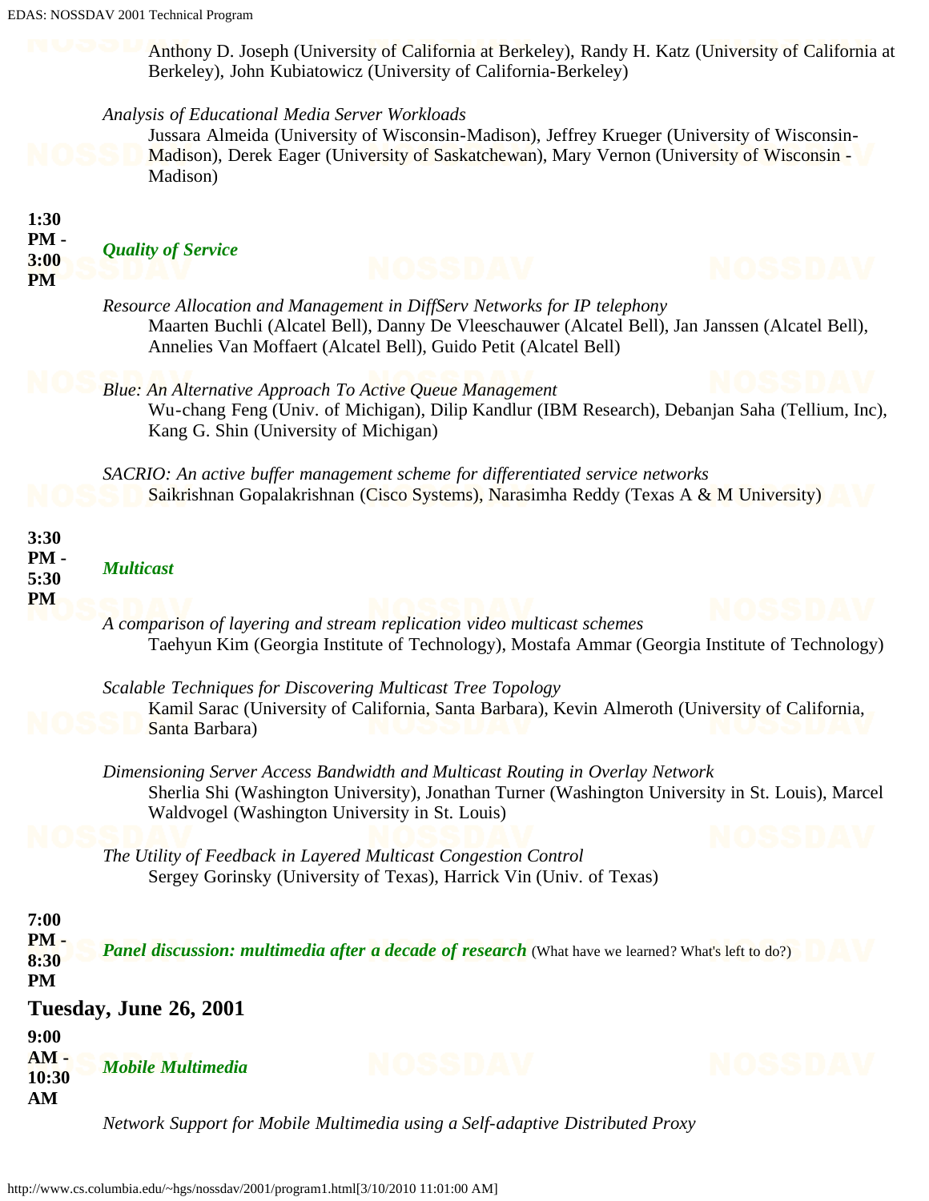Anthony D. Joseph (University of California at Berkeley), Randy H. Katz (University of California at Berkeley), John Kubiatowicz (University of California-Berkeley)

*Analysis of Educational Media Server Workloads*
Jussara Almeida (University of Wisconsin-Madison), Jeffrey Krueger (University of Wisconsin-Madison), Derek Eager (University of Saskatchewan), Mary Vernon (University of Wisconsin - Madison)

**1:30 PM - 3:00 PM** ***Quality of Service***

*Resource Allocation and Management in DiffServ Networks for IP telephony*
Maarten Buchli (Alcatel Bell), Danny De Vleeschauwer (Alcatel Bell), Jan Janssen (Alcatel Bell), Annelies Van Moffaert (Alcatel Bell), Guido Petit (Alcatel Bell)

*Blue: An Alternative Approach To Active Queue Management*
Wu-chang Feng (Univ. of Michigan), Dilip Kandlur (IBM Research), Debanjan Saha (Tellium, Inc), Kang G. Shin (University of Michigan)

*SACRIO: An active buffer management scheme for differentiated service networks*
Saikrishnan Gopalakrishnan (Cisco Systems), Narasimha Reddy (Texas A & M University)

**3:30 PM - 5:30 PM** ***Multicast***

*A comparison of layering and stream replication video multicast schemes*
Taehyun Kim (Georgia Institute of Technology), Mostafa Ammar (Georgia Institute of Technology)

*Scalable Techniques for Discovering Multicast Tree Topology*
Kamil Sarac (University of California, Santa Barbara), Kevin Almeroth (University of California, Santa Barbara)

*Dimensioning Server Access Bandwidth and Multicast Routing in Overlay Network*
Sherlia Shi (Washington University), Jonathan Turner (Washington University in St. Louis), Marcel Waldvogel (Washington University in St. Louis)

*The Utility of Feedback in Layered Multicast Congestion Control*
Sergey Gorinsky (University of Texas), Harrick Vin (Univ. of Texas)

**7:00 PM - 8:30 PM** ***Panel discussion: multimedia after a decade of research*** (What have we learned? What's left to do?)

## Tuesday, June 26, 2001

**9:00 AM - 10:30 AM** ***Mobile Multimedia***

*Network Support for Mobile Multimedia using a Self-adaptive Distributed Proxy*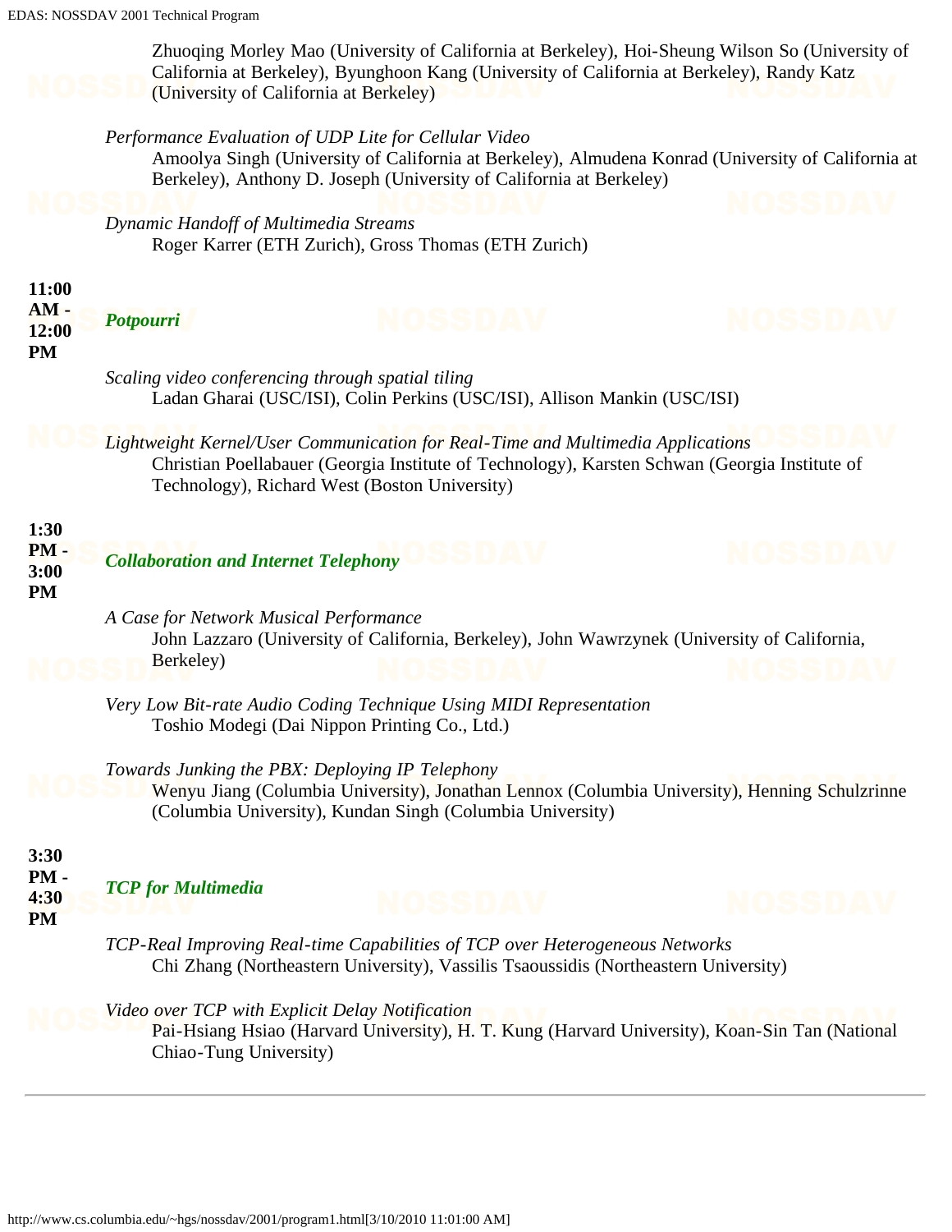Zhuoqing Morley Mao (University of California at Berkeley), Hoi-Sheung Wilson So (University of California at Berkeley), Byunghoon Kang (University of California at Berkeley), Randy Katz (University of California at Berkeley)

*Performance Evaluation of UDP Lite for Cellular Video*
Amoolya Singh (University of California at Berkeley), Almudena Konrad (University of California at Berkeley), Anthony D. Joseph (University of California at Berkeley)

*Dynamic Handoff of Multimedia Streams*
Roger Karrer (ETH Zurich), Gross Thomas (ETH Zurich)

**11:00 AM - 12:00 PM** ***Potpourri***

*Scaling video conferencing through spatial tiling*
Ladan Gharai (USC/ISI), Colin Perkins (USC/ISI), Allison Mankin (USC/ISI)

*Lightweight Kernel/User Communication for Real-Time and Multimedia Applications*
Christian Poellabauer (Georgia Institute of Technology), Karsten Schwan (Georgia Institute of Technology), Richard West (Boston University)

**1:30 PM - 3:00 PM** ***Collaboration and Internet Telephony***

*A Case for Network Musical Performance*
John Lazzaro (University of California, Berkeley), John Wawrzynek (University of California, Berkeley)

*Very Low Bit-rate Audio Coding Technique Using MIDI Representation*
Toshio Modegi (Dai Nippon Printing Co., Ltd.)

*Towards Junking the PBX: Deploying IP Telephony*
Wenyu Jiang (Columbia University), Jonathan Lennox (Columbia University), Henning Schulzrinne (Columbia University), Kundan Singh (Columbia University)

**3:30 PM - 4:30 PM** ***TCP for Multimedia***

*TCP-Real Improving Real-time Capabilities of TCP over Heterogeneous Networks*
Chi Zhang (Northeastern University), Vassilis Tsaoussidis (Northeastern University)

*Video over TCP with Explicit Delay Notification*
Pai-Hsiang Hsiao (Harvard University), H. T. Kung (Harvard University), Koan-Sin Tan (National Chiao-Tung University)

---